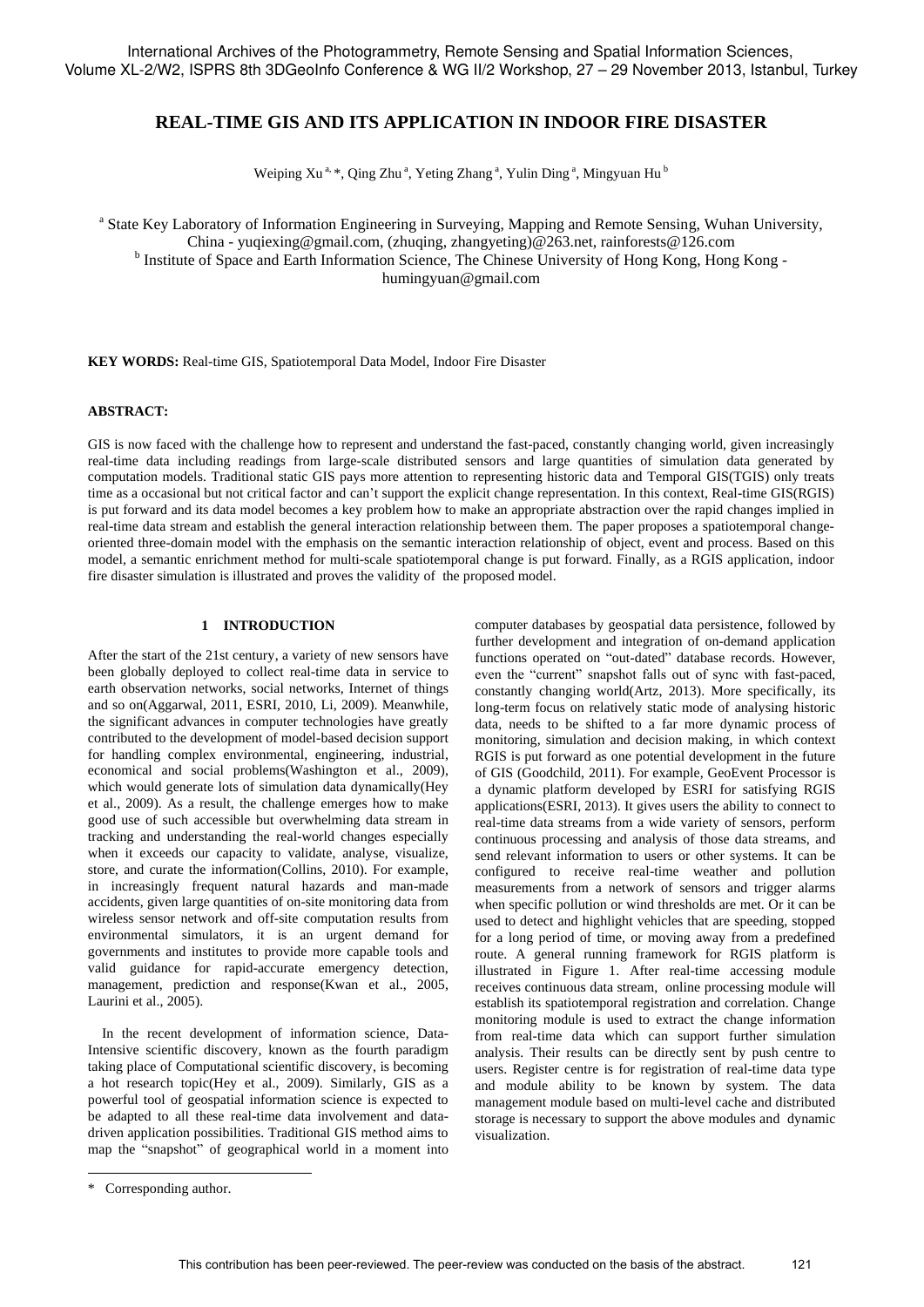# REAL-TIME GIS AND ITS APPLICATION IN INDOOR FIRE DISASTER

Weiping Xu [a,] *, Qing Zhu [a], Yeting Zhang [a], Yulin Ding [a], Mingyuan Hu [b]

[a] State Key Laboratory of Information Engineering in Surveying, Mapping and Remote Sensing, Wuhan University, China - yuqiexing@gmail.com, (zhuqing, zhangyeting)@263.net, rainforests@126.com

[b] Institute of Space and Earth Information Science, The Chinese University of Hong Kong, Hong Kong - humingyuan@gmail.com

**KEY WORDS:** Real-time GIS, Spatiotemporal Data Model, Indoor Fire Disaster

**ABSTRACT:**

GIS is now faced with the challenge how to represent and understand the fast-paced, constantly changing world, given increasingly real-time data including readings from large-scale distributed sensors and large quantities of simulation data generated by computation models. Traditional static GIS pays more attention to representing historic data and Temporal GIS(TGIS) only treats time as a occasional but not critical factor and can't support the explicit change representation. In this context, Real-time GIS(RGIS) is put forward and its data model becomes a key problem how to make an appropriate abstraction over the rapid changes implied in real-time data stream and establish the general interaction relationship between them. The paper proposes a spatiotemporal change-oriented three-domain model with the emphasis on the semantic interaction relationship of object, event and process. Based on this model, a semantic enrichment method for multi-scale spatiotemporal change is put forward. Finally, as a RGIS application, indoor fire disaster simulation is illustrated and proves the validity of the proposed model.

## 1 INTRODUCTION

After the start of the 21st century, a variety of new sensors have been globally deployed to collect real-time data in service to earth observation networks, social networks, Internet of things and so on(Aggarwal, 2011, ESRI, 2010, Li, 2009). Meanwhile, the significant advances in computer technologies have greatly contributed to the development of model-based decision support for handling complex environmental, engineering, industrial, economical and social problems(Washington et al., 2009), which would generate lots of simulation data dynamically(Hey et al., 2009). As a result, the challenge emerges how to make good use of such accessible but overwhelming data stream in tracking and understanding the real-world changes especially when it exceeds our capacity to validate, analyse, visualize, store, and curate the information(Collins, 2010). For example, in increasingly frequent natural hazards and man-made accidents, given large quantities of on-site monitoring data from wireless sensor network and off-site computation results from environmental simulators, it is an urgent demand for governments and institutes to provide more capable tools and valid guidance for rapid-accurate emergency detection, management, prediction and response(Kwan et al., 2005, Laurini et al., 2005).

In the recent development of information science, Data-Intensive scientific discovery, known as the fourth paradigm taking place of Computational scientific discovery, is becoming a hot research topic(Hey et al., 2009). Similarly, GIS as a powerful tool of geospatial information science is expected to be adapted to all these real-time data involvement and data-driven application possibilities. Traditional GIS method aims to map the "snapshot" of geographical world in a moment into computer databases by geospatial data persistence, followed by further development and integration of on-demand application functions operated on "out-dated" database records. However, even the "current" snapshot falls out of sync with fast-paced, constantly changing world(Artz, 2013). More specifically, its long-term focus on relatively static mode of analysing historic data, needs to be shifted to a far more dynamic process of monitoring, simulation and decision making, in which context RGIS is put forward as one potential development in the future of GIS (Goodchild, 2011). For example, GeoEvent Processor is a dynamic platform developed by ESRI for satisfying RGIS applications(ESRI, 2013). It gives users the ability to connect to real-time data streams from a wide variety of sensors, perform continuous processing and analysis of those data streams, and send relevant information to users or other systems. It can be configured to receive real-time weather and pollution measurements from a network of sensors and trigger alarms when specific pollution or wind thresholds are met. Or it can be used to detect and highlight vehicles that are speeding, stopped for a long period of time, or moving away from a predefined route. A general running framework for RGIS platform is illustrated in Figure 1. After real-time accessing module receives continuous data stream, online processing module will establish its spatiotemporal registration and correlation. Change monitoring module is used to extract the change information from real-time data which can support further simulation analysis. Their results can be directly sent by push centre to users. Register centre is for registration of real-time data type and module ability to be known by system. The data management module based on multi-level cache and distributed storage is necessary to support the above modules and dynamic visualization.

\* Corresponding author.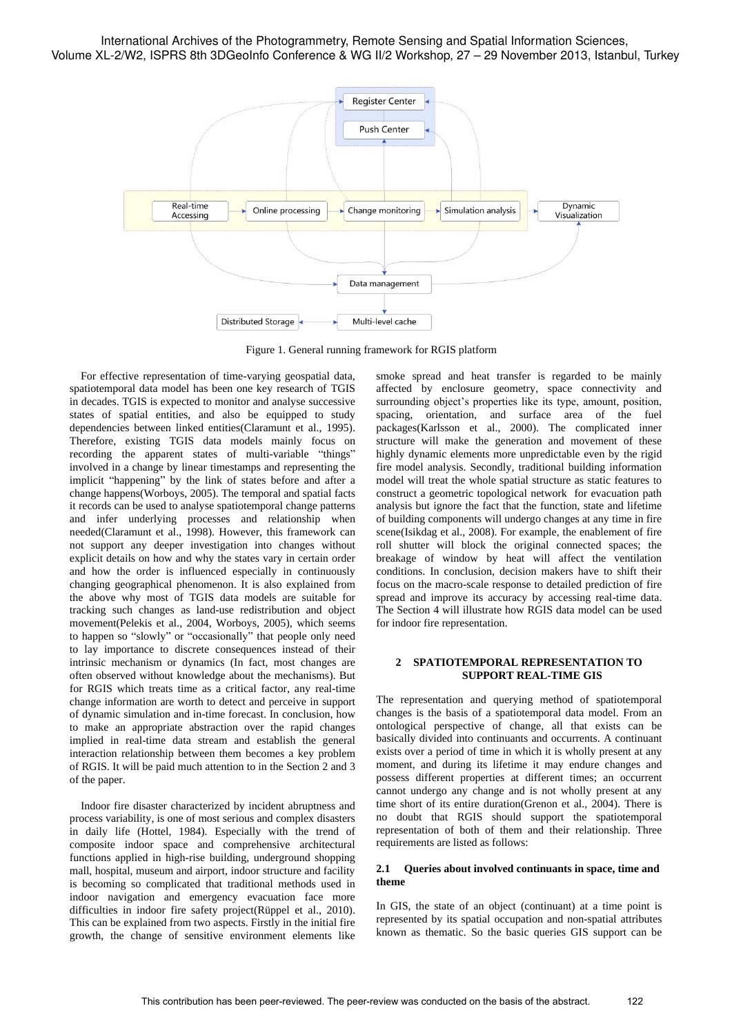Figure 1. General running framework for RGIS platform

For effective representation of time-varying geospatial data, spatiotemporal data model has been one key research of TGIS in decades. TGIS is expected to monitor and analyse successive states of spatial entities, and also be equipped to study dependencies between linked entities(Claramunt et al., 1995). Therefore, existing TGIS data models mainly focus on recording the apparent states of multi-variable "things" involved in a change by linear timestamps and representing the implicit "happening" by the link of states before and after a change happens(Worboys, 2005). The temporal and spatial facts it records can be used to analyse spatiotemporal change patterns and infer underlying processes and relationship when needed(Claramunt et al., 1998). However, this framework can not support any deeper investigation into changes without explicit details on how and why the states vary in certain order and how the order is influenced especially in continuously changing geographical phenomenon. It is also explained from the above why most of TGIS data models are suitable for tracking such changes as land-use redistribution and object movement(Pelekis et al., 2004, Worboys, 2005), which seems to happen so "slowly" or "occasionally" that people only need to lay importance to discrete consequences instead of their intrinsic mechanism or dynamics (In fact, most changes are often observed without knowledge about the mechanisms). But for RGIS which treats time as a critical factor, any real-time change information are worth to detect and perceive in support of dynamic simulation and in-time forecast. In conclusion, how to make an appropriate abstraction over the rapid changes implied in real-time data stream and establish the general interaction relationship between them becomes a key problem of RGIS. It will be paid much attention to in the Section 2 and 3 of the paper.

Indoor fire disaster characterized by incident abruptness and process variability, is one of most serious and complex disasters in daily life (Hottel, 1984). Especially with the trend of composite indoor space and comprehensive architectural functions applied in high-rise building, underground shopping mall, hospital, museum and airport, indoor structure and facility is becoming so complicated that traditional methods used in indoor navigation and emergency evacuation face more difficulties in indoor fire safety project(Rüppel et al., 2010). This can be explained from two aspects. Firstly in the initial fire growth, the change of sensitive environment elements like smoke spread and heat transfer is regarded to be mainly affected by enclosure geometry, space connectivity and surrounding object's properties like its type, amount, position, spacing, orientation, and surface area of the fuel packages(Karlsson et al., 2000). The complicated inner structure will make the generation and movement of these highly dynamic elements more unpredictable even by the rigid fire model analysis. Secondly, traditional building information model will treat the whole spatial structure as static features to construct a geometric topological network for evacuation path analysis but ignore the fact that the function, state and lifetime of building components will undergo changes at any time in fire scene(Isikdag et al., 2008). For example, the enablement of fire roll shutter will block the original connected spaces; the breakage of window by heat will affect the ventilation conditions. In conclusion, decision makers have to shift their focus on the macro-scale response to detailed prediction of fire spread and improve its accuracy by accessing real-time data. The Section 4 will illustrate how RGIS data model can be used for indoor fire representation.

## 2 SPATIOTEMPORAL REPRESENTATION TO SUPPORT REAL-TIME GIS

The representation and querying method of spatiotemporal changes is the basis of a spatiotemporal data model. From an ontological perspective of change, all that exists can be basically divided into continuants and occurrents. A continuant exists over a period of time in which it is wholly present at any moment, and during its lifetime it may endure changes and possess different properties at different times; an occurrent cannot undergo any change and is not wholly present at any time short of its entire duration(Grenon et al., 2004). There is no doubt that RGIS should support the spatiotemporal representation of both of them and their relationship. Three requirements are listed as follows:

### 2.1 Queries about involved continuants in space, time and theme

In GIS, the state of an object (continuant) at a time point is represented by its spatial occupation and non-spatial attributes known as thematic. So the basic queries GIS support can be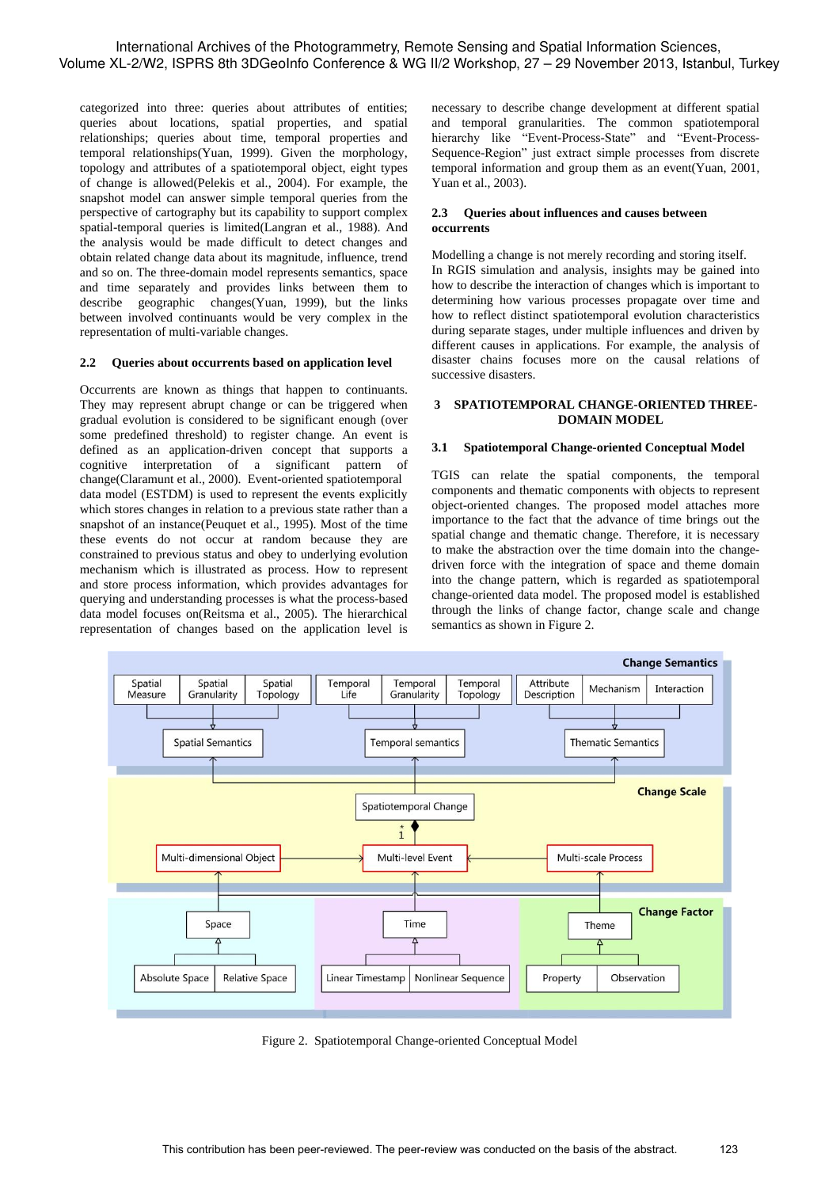categorized into three: queries about attributes of entities; queries about locations, spatial properties, and spatial relationships; queries about time, temporal properties and temporal relationships(Yuan, 1999). Given the morphology, topology and attributes of a spatiotemporal object, eight types of change is allowed(Pelekis et al., 2004). For example, the snapshot model can answer simple temporal queries from the perspective of cartography but its capability to support complex spatial-temporal queries is limited(Langran et al., 1988). And the analysis would be made difficult to detect changes and obtain related change data about its magnitude, influence, trend and so on. The three-domain model represents semantics, space and time separately and provides links between them to describe geographic changes(Yuan, 1999), but the links between involved continuants would be very complex in the representation of multi-variable changes.

### 2.2 Queries about occurrents based on application level

Occurrents are known as things that happen to continuants. They may represent abrupt change or can be triggered when gradual evolution is considered to be significant enough (over some predefined threshold) to register change. An event is defined as an application-driven concept that supports a cognitive interpretation of a significant pattern of change(Claramunt et al., 2000). Event-oriented spatiotemporal data model (ESTDM) is used to represent the events explicitly which stores changes in relation to a previous state rather than a snapshot of an instance(Peuquet et al., 1995). Most of the time these events do not occur at random because they are constrained to previous status and obey to underlying evolution mechanism which is illustrated as process. How to represent and store process information, which provides advantages for querying and understanding processes is what the process-based data model focuses on(Reitsma et al., 2005). The hierarchical representation of changes based on the application level is necessary to describe change development at different spatial and temporal granularities. The common spatiotemporal hierarchy like "Event-Process-State" and "Event-Process-Sequence-Region" just extract simple processes from discrete temporal information and group them as an event(Yuan, 2001, Yuan et al., 2003).

### 2.3 Queries about influences and causes between occurrents

Modelling a change is not merely recording and storing itself. In RGIS simulation and analysis, insights may be gained into how to describe the interaction of changes which is important to determining how various processes propagate over time and how to reflect distinct spatiotemporal evolution characteristics during separate stages, under multiple influences and driven by different causes in applications. For example, the analysis of disaster chains focuses more on the causal relations of successive disasters.

## 3 SPATIOTEMPORAL CHANGE-ORIENTED THREE-DOMAIN MODEL

### 3.1 Spatiotemporal Change-oriented Conceptual Model

TGIS can relate the spatial components, the temporal components and thematic components with objects to represent object-oriented changes. The proposed model attaches more importance to the fact that the advance of time brings out the spatial change and thematic change. Therefore, it is necessary to make the abstraction over the time domain into the change-driven force with the integration of space and theme domain into the change pattern, which is regarded as spatiotemporal change-oriented data model. The proposed model is established through the links of change factor, change scale and change semantics as shown in Figure 2.

Figure 2. Spatiotemporal Change-oriented Conceptual Model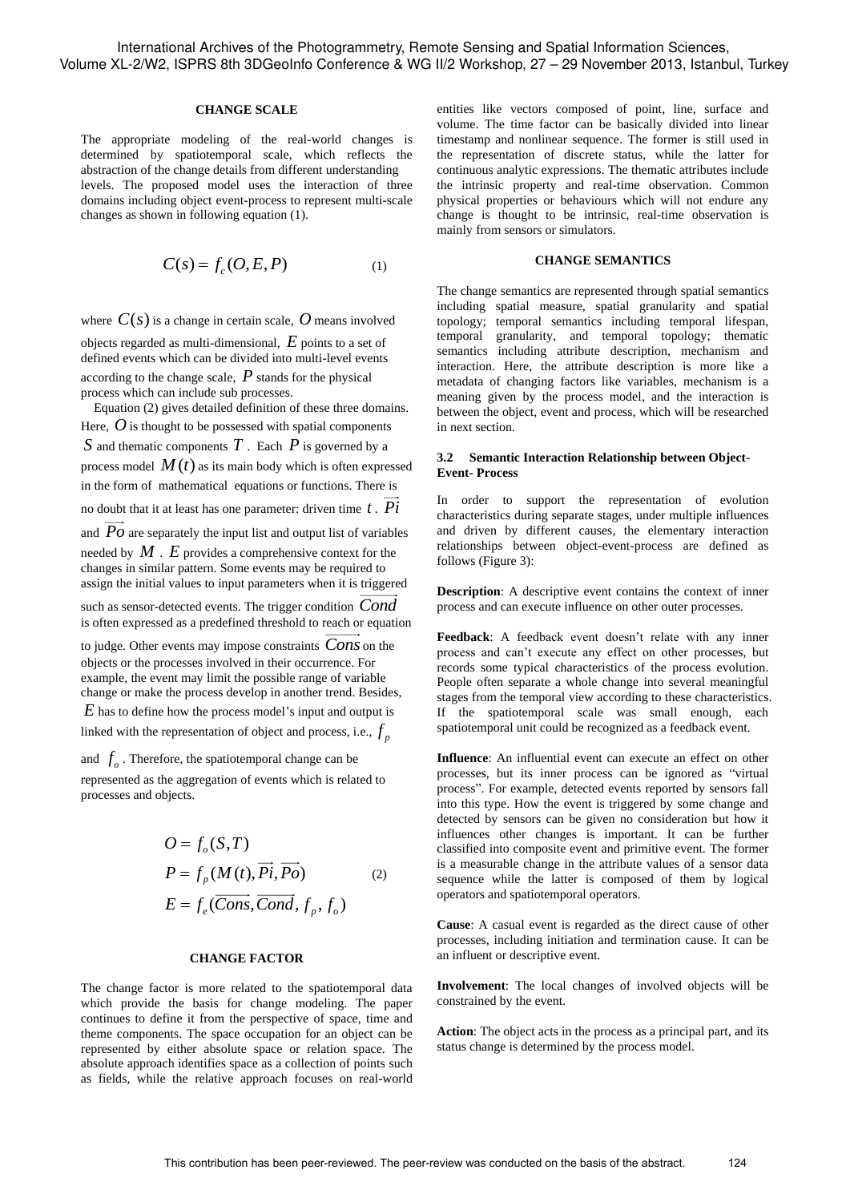### CHANGE SCALE

The appropriate modeling of the real-world changes is determined by spatiotemporal scale, which reflects the abstraction of the change details from different understanding levels. The proposed model uses the interaction of three domains including object event-process to represent multi-scale changes as shown in following equation (1).

$$C(s) = f_c(O, E, P) \qquad (1)$$

where $C(s)$ is a change in certain scale, $O$ means involved objects regarded as multi-dimensional, $E$ points to a set of defined events which can be divided into multi-level events according to the change scale, $P$ stands for the physical process which can include sub processes.

Equation (2) gives detailed definition of these three domains. Here, $O$ is thought to be possessed with spatial components $S$ and thematic components $T$. Each $P$ is governed by a process model $M(t)$ as its main body which is often expressed in the form of mathematical equations or functions. There is no doubt that it at least has one parameter: driven time $t$. $\overrightarrow{Pi}$ and $\overrightarrow{Po}$ are separately the input list and output list of variables needed by $M$. $E$ provides a comprehensive context for the changes in similar pattern. Some events may be required to assign the initial values to input parameters when it is triggered such as sensor-detected events. The trigger condition $\overrightarrow{Cond}$ is often expressed as a predefined threshold to reach or equation to judge. Other events may impose constraints $\overrightarrow{Cons}$ on the objects or the processes involved in their occurrence. For example, the event may limit the possible range of variable change or make the process develop in another trend. Besides, $E$ has to define how the process model's input and output is linked with the representation of object and process, i.e., $f_p$ and $f_o$. Therefore, the spatiotemporal change can be represented as the aggregation of events which is related to processes and objects.

$$\begin{aligned} O &= f_o(S, T) \\ P &= f_p(M(t), \overrightarrow{Pi}, \overrightarrow{Po}) \\ E &= f_e(\overrightarrow{Cons}, \overrightarrow{Cond}, f_p, f_o) \end{aligned} \qquad (2)$$

### CHANGE FACTOR

The change factor is more related to the spatiotemporal data which provide the basis for change modeling. The paper continues to define it from the perspective of space, time and theme components. The space occupation for an object can be represented by either absolute space or relation space. The absolute approach identifies space as a collection of points such as fields, while the relative approach focuses on real-world entities like vectors composed of point, line, surface and volume. The time factor can be basically divided into linear timestamp and nonlinear sequence. The former is still used in the representation of discrete status, while the latter for continuous analytic expressions. The thematic attributes include the intrinsic property and real-time observation. Common physical properties or behaviours which will not endure any change is thought to be intrinsic, real-time observation is mainly from sensors or simulators.

### CHANGE SEMANTICS

The change semantics are represented through spatial semantics including spatial measure, spatial granularity and spatial topology; temporal semantics including temporal lifespan, temporal granularity, and temporal topology; thematic semantics including attribute description, mechanism and interaction. Here, the attribute description is more like a metadata of changing factors like variables, mechanism is a meaning given by the process model, and the interaction is between the object, event and process, which will be researched in next section.

### 3.2 Semantic Interaction Relationship between Object-Event- Process

In order to support the representation of evolution characteristics during separate stages, under multiple influences and driven by different causes, the elementary interaction relationships between object-event-process are defined as follows (Figure 3):

**Description**: A descriptive event contains the context of inner process and can execute influence on other outer processes.

**Feedback**: A feedback event doesn't relate with any inner process and can't execute any effect on other processes, but records some typical characteristics of the process evolution. People often separate a whole change into several meaningful stages from the temporal view according to these characteristics. If the spatiotemporal scale was small enough, each spatiotemporal unit could be recognized as a feedback event.

**Influence**: An influential event can execute an effect on other processes, but its inner process can be ignored as "virtual process". For example, detected events reported by sensors fall into this type. How the event is triggered by some change and detected by sensors can be given no consideration but how it influences other changes is important. It can be further classified into composite event and primitive event. The former is a measurable change in the attribute values of a sensor data sequence while the latter is composed of them by logical operators and spatiotemporal operators.

**Cause**: A casual event is regarded as the direct cause of other processes, including initiation and termination cause. It can be an influent or descriptive event.

**Involvement**: The local changes of involved objects will be constrained by the event.

**Action**: The object acts in the process as a principal part, and its status change is determined by the process model.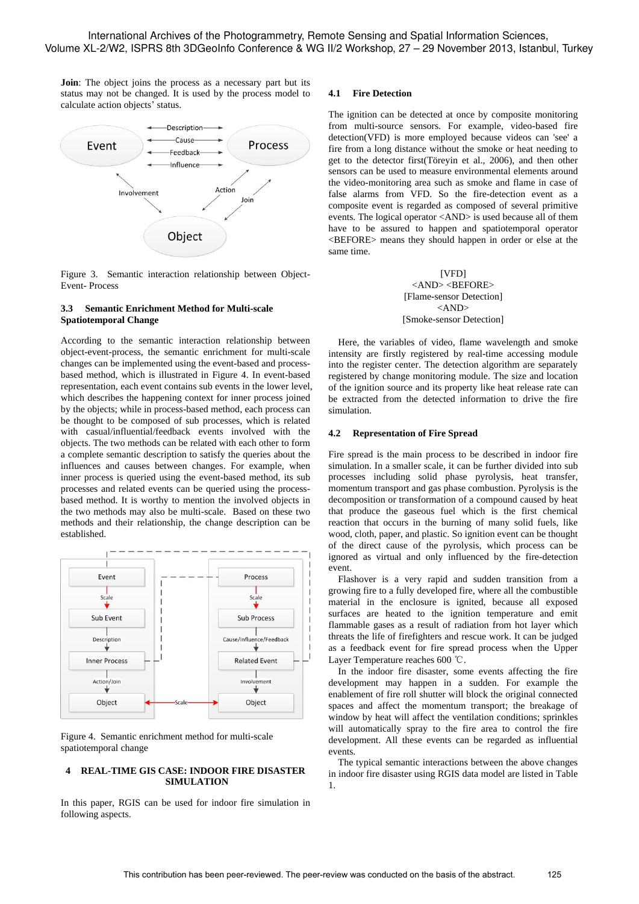**Join**: The object joins the process as a necessary part but its status may not be changed. It is used by the process model to calculate action objects' status.

Figure 3. Semantic interaction relationship between Object-Event- Process

### 3.3 Semantic Enrichment Method for Multi-scale Spatiotemporal Change

According to the semantic interaction relationship between object-event-process, the semantic enrichment for multi-scale changes can be implemented using the event-based and process-based method, which is illustrated in Figure 4. In event-based representation, each event contains sub events in the lower level, which describes the happening context for inner process joined by the objects; while in process-based method, each process can be thought to be composed of sub processes, which is related with casual/influential/feedback events involved with the objects. The two methods can be related with each other to form a complete semantic description to satisfy the queries about the influences and causes between changes. For example, when inner process is queried using the event-based method, its sub processes and related events can be queried using the process-based method. It is worthy to mention the involved objects in the two methods may also be multi-scale. Based on these two methods and their relationship, the change description can be established.

Figure 4. Semantic enrichment method for multi-scale spatiotemporal change

## 4 REAL-TIME GIS CASE: INDOOR FIRE DISASTER SIMULATION

In this paper, RGIS can be used for indoor fire simulation in following aspects.

### 4.1 Fire Detection

The ignition can be detected at once by composite monitoring from multi-source sensors. For example, video-based fire detection(VFD) is more employed because videos can 'see' a fire from a long distance without the smoke or heat needing to get to the detector first(Töreyin et al., 2006), and then other sensors can be used to measure environmental elements around the video-monitoring area such as smoke and flame in case of false alarms from VFD. So the fire-detection event as a composite event is regarded as composed of several primitive events. The logical operator <AND> is used because all of them have to be assured to happen and spatiotemporal operator <BEFORE> means they should happen in order or else at the same time.

[VFD]
<AND> <BEFORE>
[Flame-sensor Detection]
<AND>
[Smoke-sensor Detection]

Here, the variables of video, flame wavelength and smoke intensity are firstly registered by real-time accessing module into the register center. The detection algorithm are separately registered by change monitoring module. The size and location of the ignition source and its property like heat release rate can be extracted from the detected information to drive the fire simulation.

### 4.2 Representation of Fire Spread

Fire spread is the main process to be described in indoor fire simulation. In a smaller scale, it can be further divided into sub processes including solid phase pyrolysis, heat transfer, momentum transport and gas phase combustion. Pyrolysis is the decomposition or transformation of a compound caused by heat that produce the gaseous fuel which is the first chemical reaction that occurs in the burning of many solid fuels, like wood, cloth, paper, and plastic. So ignition event can be thought of the direct cause of the pyrolysis, which process can be ignored as virtual and only influenced by the fire-detection event.

Flashover is a very rapid and sudden transition from a growing fire to a fully developed fire, where all the combustible material in the enclosure is ignited, because all exposed surfaces are heated to the ignition temperature and emit flammable gases as a result of radiation from hot layer which threats the life of firefighters and rescue work. It can be judged as a feedback event for fire spread process when the Upper Layer Temperature reaches 600 ℃.

In the indoor fire disaster, some events affecting the fire development may happen in a sudden. For example the enablement of fire roll shutter will block the original connected spaces and affect the momentum transport; the breakage of window by heat will affect the ventilation conditions; sprinkles will automatically spray to the fire area to control the fire development. All these events can be regarded as influential events.

The typical semantic interactions between the above changes in indoor fire disaster using RGIS data model are listed in Table 1.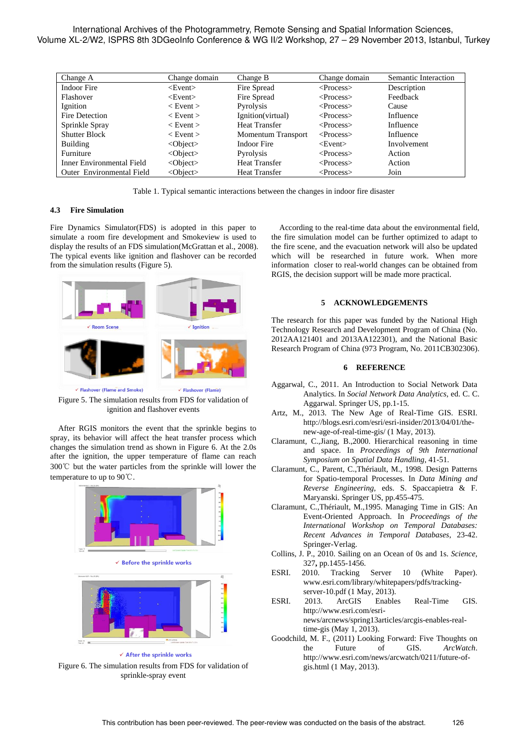| Change A | Change domain | Change B | Change domain | Semantic Interaction |
|---|---|---|---|---|
| Indoor Fire | <Event> | Fire Spread | <Process> | Description |
| Flashover | <Event> | Fire Spread | <Process> | Feedback |
| Ignition | < Event > | Pyrolysis | <Process> | Cause |
| Fire Detection | < Event > | Ignition(virtual) | <Process> | Influence |
| Sprinkle Spray | < Event > | Heat Transfer | <Process> | Influence |
| Shutter Block | < Event > | Momentum Transport | <Process> | Influence |
| Building | <Object> | Indoor Fire | <Event> | Involvement |
| Furniture | <Object> | Pyrolysis | <Process> | Action |
| Inner Environmental Field | <Object> | Heat Transfer | <Process> | Action |
| Outer Environmental Field | <Object> | Heat Transfer | <Process> | Join |

Table 1. Typical semantic interactions between the changes in indoor fire disaster

### 4.3 Fire Simulation

Fire Dynamics Simulator(FDS) is adopted in this paper to simulate a room fire development and Smokeview is used to display the results of an FDS simulation(McGrattan et al., 2008). The typical events like ignition and flashover can be recorded from the simulation results (Figure 5).

Figure 5. The simulation results from FDS for validation of ignition and flashover events

After RGIS monitors the event that the sprinkle begins to spray, its behavior will affect the heat transfer process which changes the simulation trend as shown in Figure 6. At the 2.0s after the ignition, the upper temperature of flame can reach 300℃ but the water particles from the sprinkle will lower the temperature to up to 90℃.

Figure 6. The simulation results from FDS for validation of sprinkle-spray event

According to the real-time data about the environmental field, the fire simulation model can be further optimized to adapt to the fire scene, and the evacuation network will also be updated which will be researched in future work. When more information closer to real-world changes can be obtained from RGIS, the decision support will be made more practical.

## 5 ACKNOWLEDGEMENTS

The research for this paper was funded by the National High Technology Research and Development Program of China (No. 2012AA121401 and 2013AA122301), and the National Basic Research Program of China (973 Program, No. 2011CB302306).

## 6 REFERENCE

Aggarwal, C., 2011. An Introduction to Social Network Data Analytics. In *Social Network Data Analytics*, ed. C. C. Aggarwal. Springer US, pp.1-15.

Artz, M., 2013. The New Age of Real-Time GIS. ESRI. http://blogs.esri.com/esri/esri-insider/2013/04/01/the-new-age-of-real-time-gis/ (1 May, 2013).

Claramunt, C.,Jiang, B.,2000. Hierarchical reasoning in time and space. In *Proceedings of 9th International Symposium on Spatial Data Handling*, 41-51.

Claramunt, C., Parent, C.,Thériault, M., 1998. Design Patterns for Spatio-temporal Processes. In *Data Mining and Reverse Engineering*, eds. S. Spaccapietra & F. Maryanski. Springer US, pp.455-475.

Claramunt, C.,Thériault, M.,1995. Managing Time in GIS: An Event-Oriented Approach. In *Proceedings of the International Workshop on Temporal Databases: Recent Advances in Temporal Databases*, 23-42. Springer-Verlag.

Collins, J. P., 2010. Sailing on an Ocean of 0s and 1s. *Science*, 327**,** pp.1455-1456.

ESRI. 2010. Tracking Server 10 (White Paper). www.esri.com/library/whitepapers/pdfs/tracking-server-10.pdf (1 May, 2013).

ESRI. 2013. ArcGIS Enables Real-Time GIS. http://www.esri.com/esri-news/arcnews/spring13articles/arcgis-enables-real-time-gis (May 1, 2013).

Goodchild, M. F., (2011) Looking Forward: Five Thoughts on the Future of GIS. *ArcWatch*. http://www.esri.com/news/arcwatch/0211/future-of-gis.html (1 May, 2013).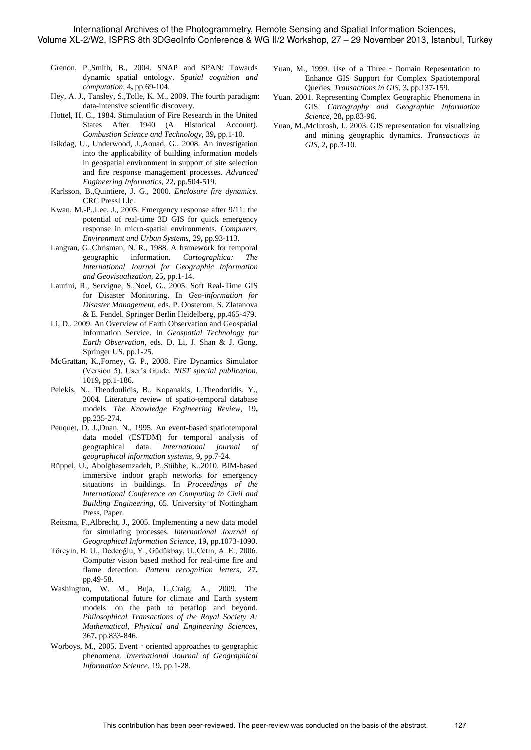Grenon, P.,Smith, B., 2004. SNAP and SPAN: Towards dynamic spatial ontology. *Spatial cognition and computation,* 4**,** pp.69-104.

Hey, A. J., Tansley, S.,Tolle, K. M., 2009. The fourth paradigm: data-intensive scientific discovery.

Hottel, H. C., 1984. Stimulation of Fire Research in the United States After 1940 (A Historical Account). *Combustion Science and Technology,* 39**,** pp.1-10.

Isikdag, U., Underwood, J.,Aouad, G., 2008. An investigation into the applicability of building information models in geospatial environment in support of site selection and fire response management processes. *Advanced Engineering Informatics,* 22**,** pp.504-519.

Karlsson, B.,Quintiere, J. G., 2000. *Enclosure fire dynamics*. CRC PressI Llc.

Kwan, M.-P.,Lee, J., 2005. Emergency response after 9/11: the potential of real-time 3D GIS for quick emergency response in micro-spatial environments. *Computers, Environment and Urban Systems,* 29**,** pp.93-113.

Langran, G.,Chrisman, N. R., 1988. A framework for temporal geographic information. *Cartographica: The International Journal for Geographic Information and Geovisualization,* 25**,** pp.1-14.

Laurini, R., Servigne, S.,Noel, G., 2005. Soft Real-Time GIS for Disaster Monitoring. In *Geo-information for Disaster Management,* eds. P. Oosterom, S. Zlatanova & E. Fendel. Springer Berlin Heidelberg, pp.465-479.

Li, D., 2009. An Overview of Earth Observation and Geospatial Information Service. In *Geospatial Technology for Earth Observation,* eds. D. Li, J. Shan & J. Gong. Springer US, pp.1-25.

McGrattan, K.,Forney, G. P., 2008. Fire Dynamics Simulator (Version 5), User's Guide. *NIST special publication,* 1019**,** pp.1-186.

Pelekis, N., Theodoulidis, B., Kopanakis, I.,Theodoridis, Y., 2004. Literature review of spatio-temporal database models. *The Knowledge Engineering Review,* 19**,** pp.235-274.

Peuquet, D. J.,Duan, N., 1995. An event-based spatiotemporal data model (ESTDM) for temporal analysis of geographical data. *International journal of geographical information systems,* 9**,** pp.7-24.

Rüppel, U., Abolghasemzadeh, P.,Stübbe, K.,2010. BIM-based immersive indoor graph networks for emergency situations in buildings. In *Proceedings of the International Conference on Computing in Civil and Building Engineering,* 65. University of Nottingham Press, Paper.

Reitsma, F.,Albrecht, J., 2005. Implementing a new data model for simulating processes. *International Journal of Geographical Information Science,* 19**,** pp.1073-1090.

Töreyin, B. U., Dedeoğlu, Y., Güdükbay, U.,Cetin, A. E., 2006. Computer vision based method for real-time fire and flame detection. *Pattern recognition letters,* 27**,** pp.49-58.

Washington, W. M., Buja, L.,Craig, A., 2009. The computational future for climate and Earth system models: on the path to petaflop and beyond. *Philosophical Transactions of the Royal Society A: Mathematical, Physical and Engineering Sciences,* 367**,** pp.833-846.

Worboys, M., 2005. Event - oriented approaches to geographic phenomena. *International Journal of Geographical Information Science,* 19**,** pp.1-28.

Yuan, M., 1999. Use of a Three - Domain Repesentation to Enhance GIS Support for Complex Spatiotemporal Queries. *Transactions in GIS,* 3**,** pp.137-159.

Yuan. 2001. Representing Complex Geographic Phenomena in GIS. *Cartography and Geographic Information Science,* 28**,** pp.83-96.

Yuan, M.,McIntosh, J., 2003. GIS representation for visualizing and mining geographic dynamics. *Transactions in GIS,* 2**,** pp.3-10.

This contribution has been peer-reviewed. The peer-review was conducted on the basis of the abstract.